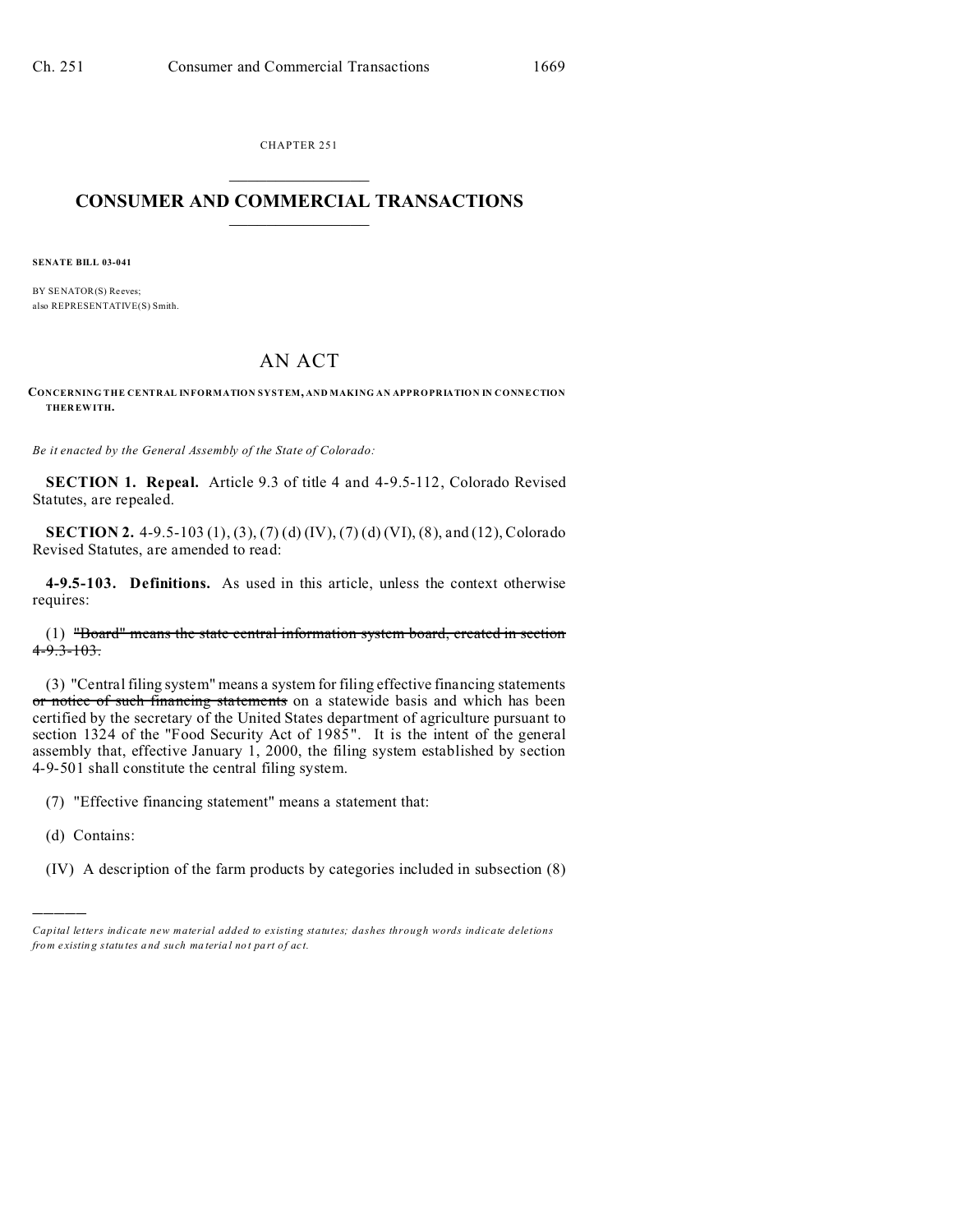CHAPTER 251

# CONSUMER AND COMMERCIAL TRANSACTIONS

**SENATE BILL 03-041**

BY SENATOR(S) Reeves;
also REPRESENTATIVE(S) Smith.

## AN ACT

**CONCERNING THE CENTRAL INFORMATION SYSTEM, AND MAKING AN APPROPRIATION IN CONNECTION THEREWITH.**

*Be it enacted by the General Assembly of the State of Colorado:*

**SECTION 1. Repeal.** Article 9.3 of title 4 and 4-9.5-112, Colorado Revised Statutes, are repealed.

**SECTION 2.** 4-9.5-103 (1), (3), (7) (d) (IV), (7) (d) (VI), (8), and (12), Colorado Revised Statutes, are amended to read:

**4-9.5-103. Definitions.** As used in this article, unless the context otherwise requires:

(1) ~~"Board" means the state central information system board, created in section 4-9.3-103.~~

(3) "Central filing system" means a system for filing effective financing statements ~~or notice of such financing statements~~ on a statewide basis and which has been certified by the secretary of the United States department of agriculture pursuant to section 1324 of the "Food Security Act of 1985". It is the intent of the general assembly that, effective January 1, 2000, the filing system established by section 4-9-501 shall constitute the central filing system.

(7) "Effective financing statement" means a statement that:

(d) Contains:

(IV) A description of the farm products by categories included in subsection (8)

---

*Capital letters indicate new material added to existing statutes; dashes through words indicate deletions from existing statutes and such material not part of act.*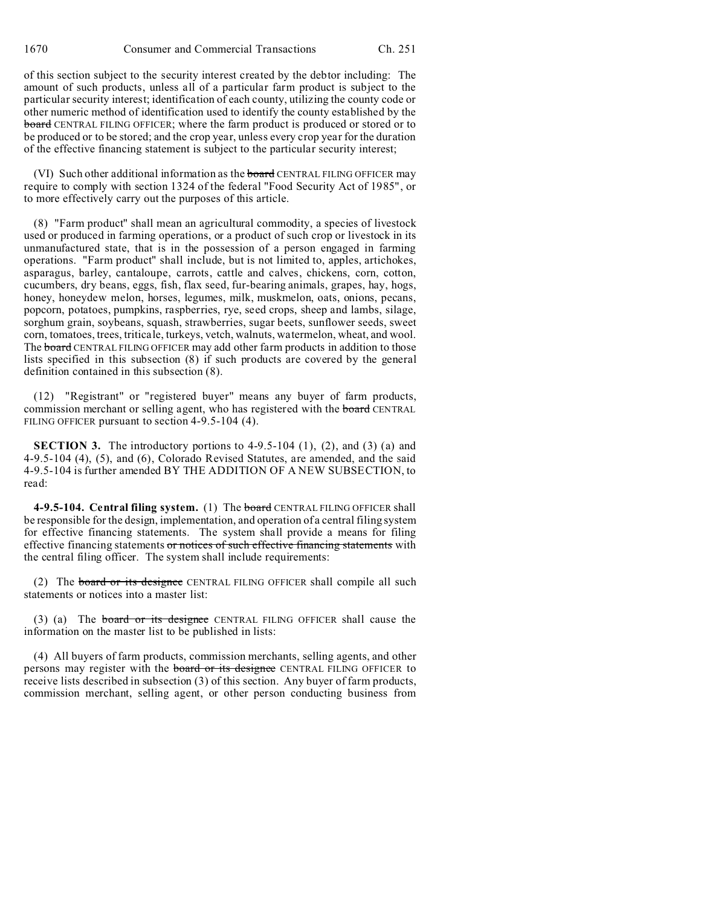of this section subject to the security interest created by the debtor including: The amount of such products, unless all of a particular farm product is subject to the particular security interest; identification of each county, utilizing the county code or other numeric method of identification used to identify the county established by the ~~board~~ CENTRAL FILING OFFICER; where the farm product is produced or stored or to be produced or to be stored; and the crop year, unless every crop year for the duration of the effective financing statement is subject to the particular security interest;

(VI) Such other additional information as the ~~board~~ CENTRAL FILING OFFICER may require to comply with section 1324 of the federal "Food Security Act of 1985", or to more effectively carry out the purposes of this article.

(8) "Farm product" shall mean an agricultural commodity, a species of livestock used or produced in farming operations, or a product of such crop or livestock in its unmanufactured state, that is in the possession of a person engaged in farming operations. "Farm product" shall include, but is not limited to, apples, artichokes, asparagus, barley, cantaloupe, carrots, cattle and calves, chickens, corn, cotton, cucumbers, dry beans, eggs, fish, flax seed, fur-bearing animals, grapes, hay, hogs, honey, honeydew melon, horses, legumes, milk, muskmelon, oats, onions, pecans, popcorn, potatoes, pumpkins, raspberries, rye, seed crops, sheep and lambs, silage, sorghum grain, soybeans, squash, strawberries, sugar beets, sunflower seeds, sweet corn, tomatoes, trees, triticale, turkeys, vetch, walnuts, watermelon, wheat, and wool. The ~~board~~ CENTRAL FILING OFFICER may add other farm products in addition to those lists specified in this subsection (8) if such products are covered by the general definition contained in this subsection (8).

(12) "Registrant" or "registered buyer" means any buyer of farm products, commission merchant or selling agent, who has registered with the ~~board~~ CENTRAL FILING OFFICER pursuant to section 4-9.5-104 (4).

**SECTION 3.** The introductory portions to 4-9.5-104 (1), (2), and (3) (a) and 4-9.5-104 (4), (5), and (6), Colorado Revised Statutes, are amended, and the said 4-9.5-104 is further amended BY THE ADDITION OF A NEW SUBSECTION, to read:

**4-9.5-104. Central filing system.** (1) The ~~board~~ CENTRAL FILING OFFICER shall be responsible for the design, implementation, and operation of a central filing system for effective financing statements. The system shall provide a means for filing effective financing statements ~~or notices of such effective financing statements~~ with the central filing officer. The system shall include requirements:

(2) The ~~board or its designee~~ CENTRAL FILING OFFICER shall compile all such statements or notices into a master list:

(3) (a) The ~~board or its designee~~ CENTRAL FILING OFFICER shall cause the information on the master list to be published in lists:

(4) All buyers of farm products, commission merchants, selling agents, and other persons may register with the ~~board or its designee~~ CENTRAL FILING OFFICER to receive lists described in subsection (3) of this section. Any buyer of farm products, commission merchant, selling agent, or other person conducting business from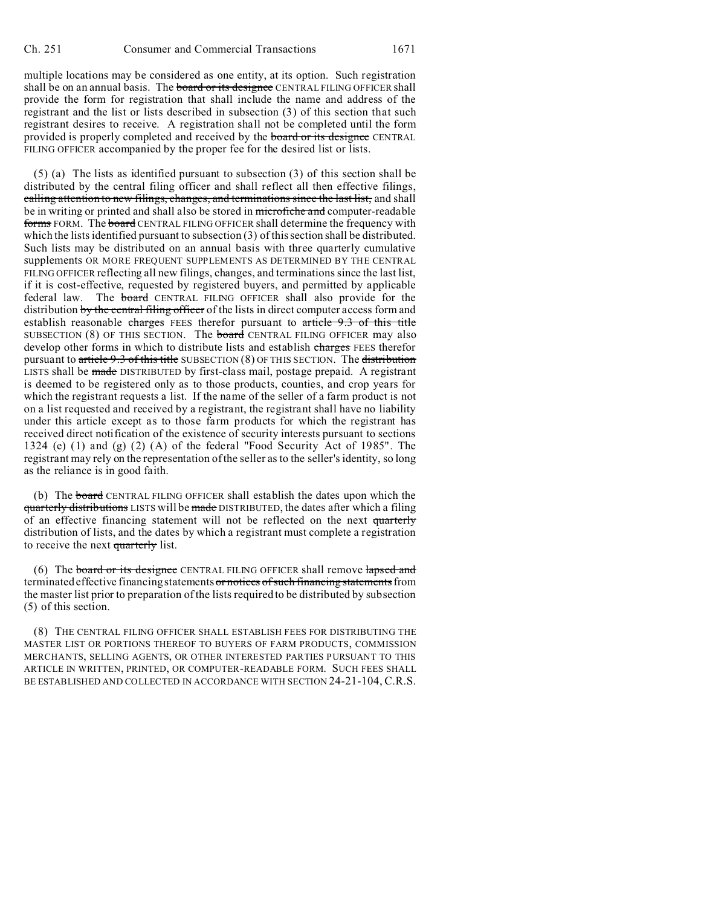multiple locations may be considered as one entity, at its option. Such registration shall be on an annual basis. The ~~board or its designee~~ CENTRAL FILING OFFICER shall provide the form for registration that shall include the name and address of the registrant and the list or lists described in subsection (3) of this section that such registrant desires to receive. A registration shall not be completed until the form provided is properly completed and received by the ~~board or its designee~~ CENTRAL FILING OFFICER accompanied by the proper fee for the desired list or lists.

(5) (a) The lists as identified pursuant to subsection (3) of this section shall be distributed by the central filing officer and shall reflect all then effective filings, ~~calling attention to new filings, changes, and terminations since the last list,~~ and shall be in writing or printed and shall also be stored in ~~microfiche and~~ computer-readable ~~forms~~ FORM. The ~~board~~ CENTRAL FILING OFFICER shall determine the frequency with which the lists identified pursuant to subsection (3) of this section shall be distributed. Such lists may be distributed on an annual basis with three quarterly cumulative supplements OR MORE FREQUENT SUPPLEMENTS AS DETERMINED BY THE CENTRAL FILING OFFICER reflecting all new filings, changes, and terminations since the last list, if it is cost-effective, requested by registered buyers, and permitted by applicable federal law. The ~~board~~ CENTRAL FILING OFFICER shall also provide for the distribution ~~by the central filing officer~~ of the lists in direct computer access form and establish reasonable ~~charges~~ FEES therefor pursuant to ~~article 9.3 of this title~~ SUBSECTION (8) OF THIS SECTION. The ~~board~~ CENTRAL FILING OFFICER may also develop other forms in which to distribute lists and establish ~~charges~~ FEES therefor pursuant to ~~article 9.3 of this title~~ SUBSECTION (8) OF THIS SECTION. The ~~distribution~~ LISTS shall be ~~made~~ DISTRIBUTED by first-class mail, postage prepaid. A registrant is deemed to be registered only as to those products, counties, and crop years for which the registrant requests a list. If the name of the seller of a farm product is not on a list requested and received by a registrant, the registrant shall have no liability under this article except as to those farm products for which the registrant has received direct notification of the existence of security interests pursuant to sections 1324 (e) (1) and (g) (2) (A) of the federal "Food Security Act of 1985". The registrant may rely on the representation of the seller as to the seller's identity, so long as the reliance is in good faith.

(b) The ~~board~~ CENTRAL FILING OFFICER shall establish the dates upon which the ~~quarterly distributions~~ LISTS will be ~~made~~ DISTRIBUTED, the dates after which a filing of an effective financing statement will not be reflected on the next ~~quarterly~~ distribution of lists, and the dates by which a registrant must complete a registration to receive the next ~~quarterly~~ list.

(6) The ~~board or its designee~~ CENTRAL FILING OFFICER shall remove ~~lapsed and~~ terminated effective financing statements ~~or notices of such financing statements~~ from the master list prior to preparation of the lists required to be distributed by subsection (5) of this section.

(8) THE CENTRAL FILING OFFICER SHALL ESTABLISH FEES FOR DISTRIBUTING THE MASTER LIST OR PORTIONS THEREOF TO BUYERS OF FARM PRODUCTS, COMMISSION MERCHANTS, SELLING AGENTS, OR OTHER INTERESTED PARTIES PURSUANT TO THIS ARTICLE IN WRITTEN, PRINTED, OR COMPUTER-READABLE FORM. SUCH FEES SHALL BE ESTABLISHED AND COLLECTED IN ACCORDANCE WITH SECTION 24-21-104, C.R.S.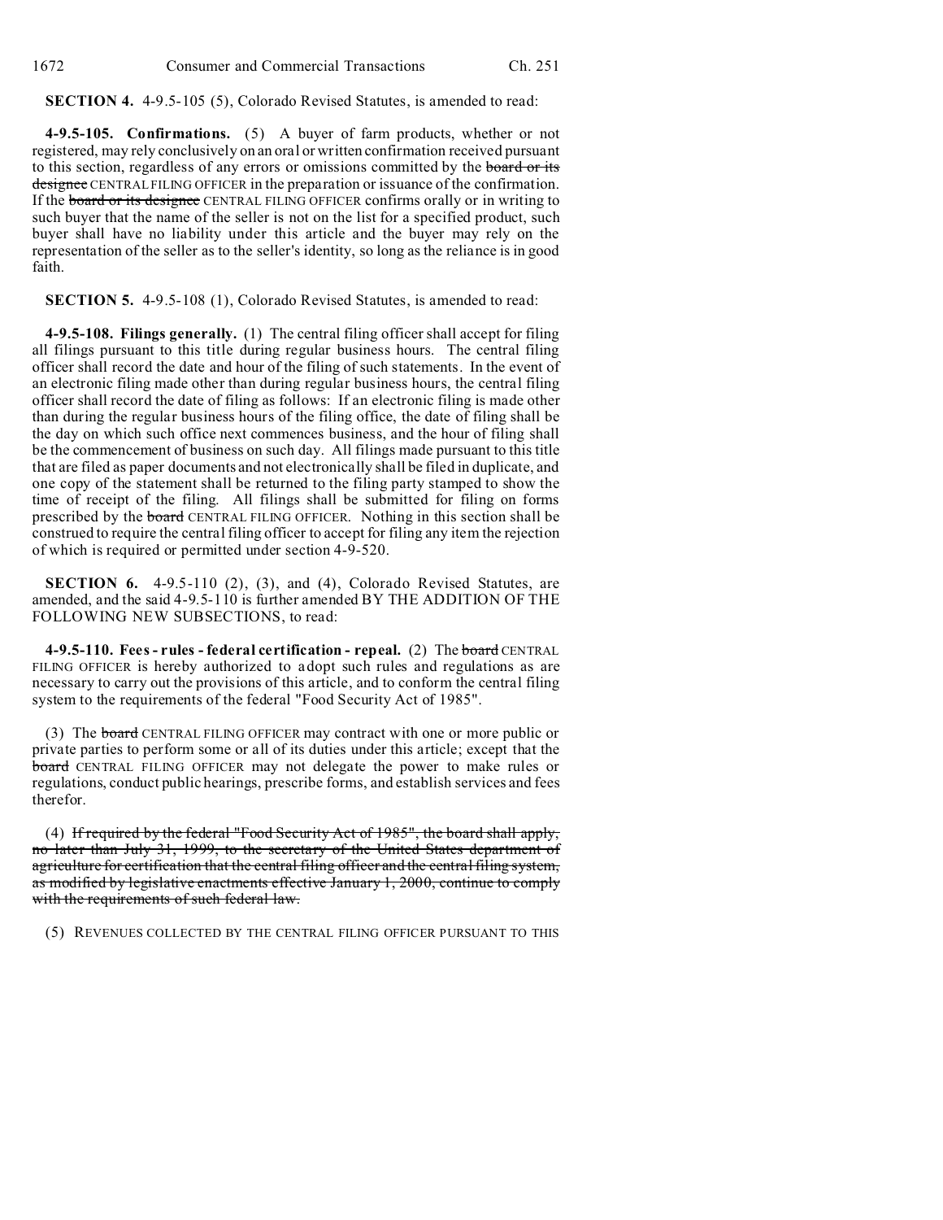**SECTION 4.** 4-9.5-105 (5), Colorado Revised Statutes, is amended to read:

**4-9.5-105. Confirmations.** (5) A buyer of farm products, whether or not registered, may rely conclusively on an oral or written confirmation received pursuant to this section, regardless of any errors or omissions committed by the ~~board or its designee~~ CENTRAL FILING OFFICER in the preparation or issuance of the confirmation. If the ~~board or its designee~~ CENTRAL FILING OFFICER confirms orally or in writing to such buyer that the name of the seller is not on the list for a specified product, such buyer shall have no liability under this article and the buyer may rely on the representation of the seller as to the seller's identity, so long as the reliance is in good faith.

**SECTION 5.** 4-9.5-108 (1), Colorado Revised Statutes, is amended to read:

**4-9.5-108. Filings generally.** (1) The central filing officer shall accept for filing all filings pursuant to this title during regular business hours. The central filing officer shall record the date and hour of the filing of such statements. In the event of an electronic filing made other than during regular business hours, the central filing officer shall record the date of filing as follows: If an electronic filing is made other than during the regular business hours of the filing office, the date of filing shall be the day on which such office next commences business, and the hour of filing shall be the commencement of business on such day. All filings made pursuant to this title that are filed as paper documents and not electronically shall be filed in duplicate, and one copy of the statement shall be returned to the filing party stamped to show the time of receipt of the filing. All filings shall be submitted for filing on forms prescribed by the ~~board~~ CENTRAL FILING OFFICER. Nothing in this section shall be construed to require the central filing officer to accept for filing any item the rejection of which is required or permitted under section 4-9-520.

**SECTION 6.** 4-9.5-110 (2), (3), and (4), Colorado Revised Statutes, are amended, and the said 4-9.5-110 is further amended BY THE ADDITION OF THE FOLLOWING NEW SUBSECTIONS, to read:

**4-9.5-110. Fees - rules - federal certification - repeal.** (2) The ~~board~~ CENTRAL FILING OFFICER is hereby authorized to adopt such rules and regulations as are necessary to carry out the provisions of this article, and to conform the central filing system to the requirements of the federal "Food Security Act of 1985".

(3) The ~~board~~ CENTRAL FILING OFFICER may contract with one or more public or private parties to perform some or all of its duties under this article; except that the ~~board~~ CENTRAL FILING OFFICER may not delegate the power to make rules or regulations, conduct public hearings, prescribe forms, and establish services and fees therefor.

(4) ~~If required by the federal "Food Security Act of 1985", the board shall apply, no later than July 31, 1999, to the secretary of the United States department of agriculture for certification that the central filing officer and the central filing system, as modified by legislative enactments effective January 1, 2000, continue to comply with the requirements of such federal law.~~

(5) REVENUES COLLECTED BY THE CENTRAL FILING OFFICER PURSUANT TO THIS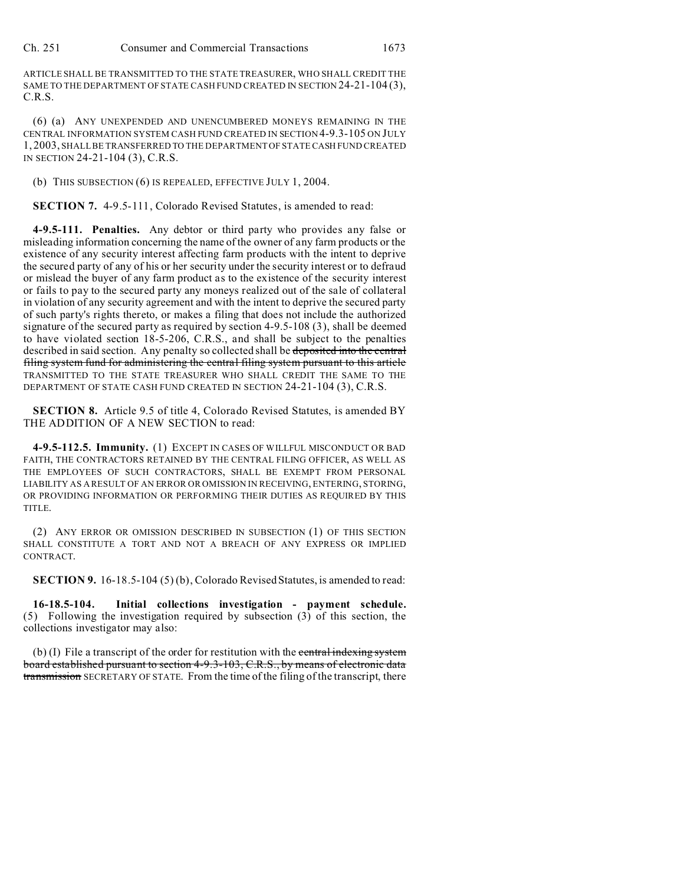ARTICLE SHALL BE TRANSMITTED TO THE STATE TREASURER, WHO SHALL CREDIT THE SAME TO THE DEPARTMENT OF STATE CASH FUND CREATED IN SECTION 24-21-104 (3), C.R.S.

(6) (a) ANY UNEXPENDED AND UNENCUMBERED MONEYS REMAINING IN THE CENTRAL INFORMATION SYSTEM CASH FUND CREATED IN SECTION 4-9.3-105 ON JULY 1, 2003, SHALL BE TRANSFERRED TO THE DEPARTMENT OF STATE CASH FUND CREATED IN SECTION 24-21-104 (3), C.R.S.

(b) THIS SUBSECTION (6) IS REPEALED, EFFECTIVE JULY 1, 2004.

**SECTION 7.** 4-9.5-111, Colorado Revised Statutes, is amended to read:

**4-9.5-111. Penalties.** Any debtor or third party who provides any false or misleading information concerning the name of the owner of any farm products or the existence of any security interest affecting farm products with the intent to deprive the secured party of any of his or her security under the security interest or to defraud or mislead the buyer of any farm product as to the existence of the security interest or fails to pay to the secured party any moneys realized out of the sale of collateral in violation of any security agreement and with the intent to deprive the secured party of such party's rights thereto, or makes a filing that does not include the authorized signature of the secured party as required by section 4-9.5-108 (3), shall be deemed to have violated section 18-5-206, C.R.S., and shall be subject to the penalties described in said section. Any penalty so collected shall be ~~deposited into the central filing system fund for administering the central filing system pursuant to this article~~ TRANSMITTED TO THE STATE TREASURER WHO SHALL CREDIT THE SAME TO THE DEPARTMENT OF STATE CASH FUND CREATED IN SECTION 24-21-104 (3), C.R.S.

**SECTION 8.** Article 9.5 of title 4, Colorado Revised Statutes, is amended BY THE ADDITION OF A NEW SECTION to read:

**4-9.5-112.5. Immunity.** (1) EXCEPT IN CASES OF WILLFUL MISCONDUCT OR BAD FAITH, THE CONTRACTORS RETAINED BY THE CENTRAL FILING OFFICER, AS WELL AS THE EMPLOYEES OF SUCH CONTRACTORS, SHALL BE EXEMPT FROM PERSONAL LIABILITY AS A RESULT OF AN ERROR OR OMISSION IN RECEIVING, ENTERING, STORING, OR PROVIDING INFORMATION OR PERFORMING THEIR DUTIES AS REQUIRED BY THIS TITLE.

(2) ANY ERROR OR OMISSION DESCRIBED IN SUBSECTION (1) OF THIS SECTION SHALL CONSTITUTE A TORT AND NOT A BREACH OF ANY EXPRESS OR IMPLIED CONTRACT.

**SECTION 9.** 16-18.5-104 (5) (b), Colorado Revised Statutes, is amended to read:

**16-18.5-104. Initial collections investigation - payment schedule.** (5) Following the investigation required by subsection (3) of this section, the collections investigator may also:

(b) (I) File a transcript of the order for restitution with the ~~central indexing system board established pursuant to section 4-9.3-103, C.R.S., by means of electronic data transmission~~ SECRETARY OF STATE. From the time of the filing of the transcript, there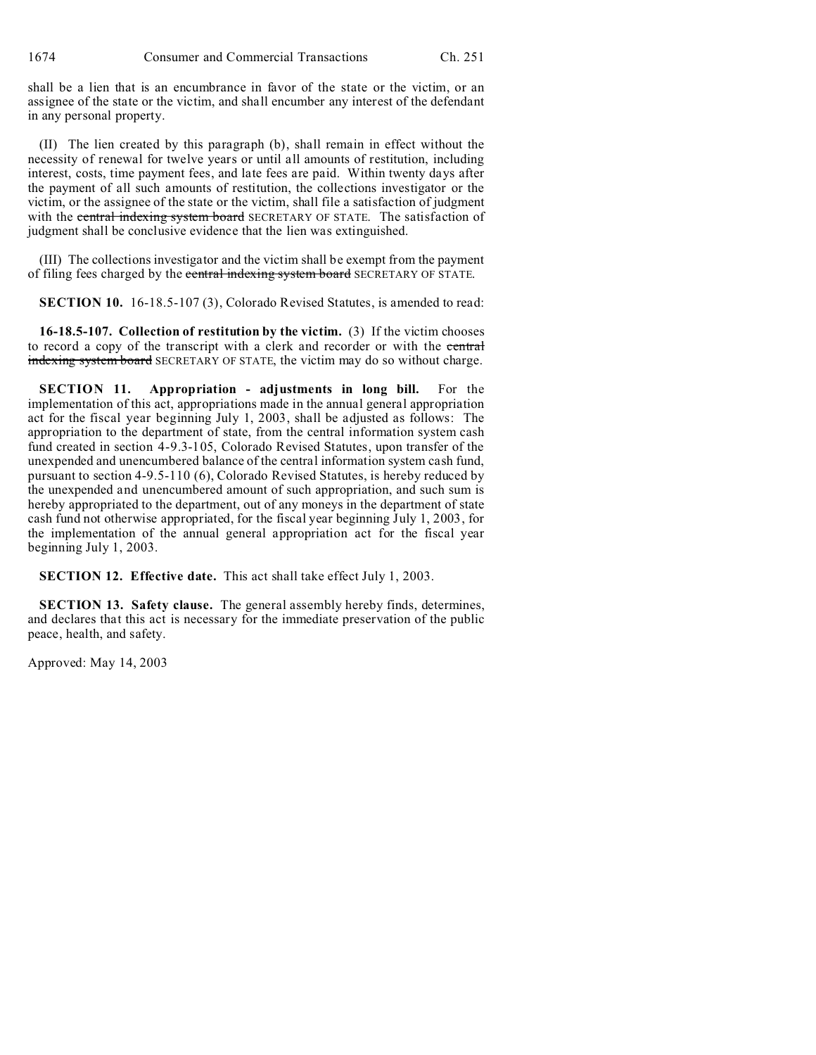shall be a lien that is an encumbrance in favor of the state or the victim, or an assignee of the state or the victim, and shall encumber any interest of the defendant in any personal property.

(II) The lien created by this paragraph (b), shall remain in effect without the necessity of renewal for twelve years or until all amounts of restitution, including interest, costs, time payment fees, and late fees are paid. Within twenty days after the payment of all such amounts of restitution, the collections investigator or the victim, or the assignee of the state or the victim, shall file a satisfaction of judgment with the ~~central indexing system board~~ SECRETARY OF STATE. The satisfaction of judgment shall be conclusive evidence that the lien was extinguished.

(III) The collections investigator and the victim shall be exempt from the payment of filing fees charged by the ~~central indexing system board~~ SECRETARY OF STATE.

**SECTION 10.** 16-18.5-107 (3), Colorado Revised Statutes, is amended to read:

**16-18.5-107. Collection of restitution by the victim.** (3) If the victim chooses to record a copy of the transcript with a clerk and recorder or with the ~~central indexing system board~~ SECRETARY OF STATE, the victim may do so without charge.

**SECTION 11. Appropriation - adjustments in long bill.** For the implementation of this act, appropriations made in the annual general appropriation act for the fiscal year beginning July 1, 2003, shall be adjusted as follows: The appropriation to the department of state, from the central information system cash fund created in section 4-9.3-105, Colorado Revised Statutes, upon transfer of the unexpended and unencumbered balance of the central information system cash fund, pursuant to section 4-9.5-110 (6), Colorado Revised Statutes, is hereby reduced by the unexpended and unencumbered amount of such appropriation, and such sum is hereby appropriated to the department, out of any moneys in the department of state cash fund not otherwise appropriated, for the fiscal year beginning July 1, 2003, for the implementation of the annual general appropriation act for the fiscal year beginning July 1, 2003.

**SECTION 12. Effective date.** This act shall take effect July 1, 2003.

**SECTION 13. Safety clause.** The general assembly hereby finds, determines, and declares that this act is necessary for the immediate preservation of the public peace, health, and safety.

Approved: May 14, 2003